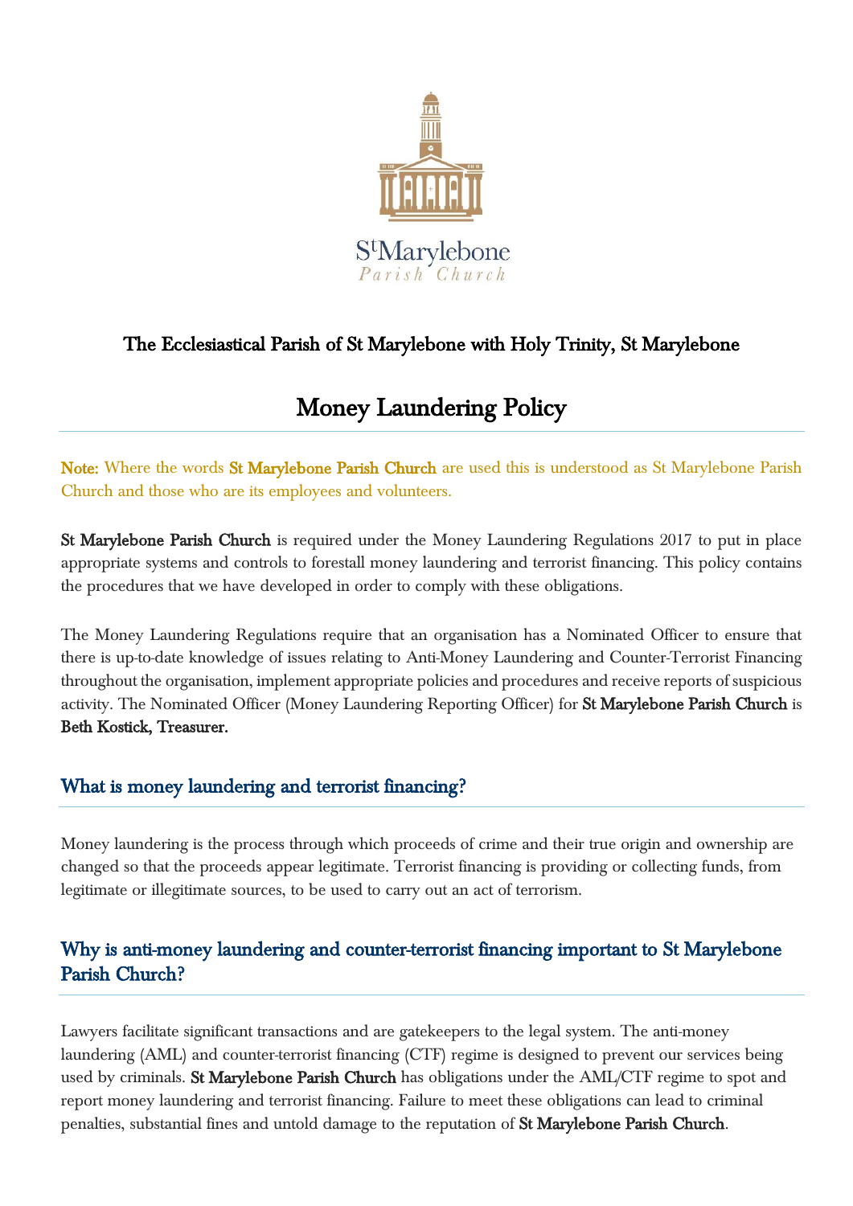The Ecclesiastical Parish of St Marylebone with Holy Trinity, St Marylebone

# Money Laundering Policy

**Note:** Where the words **St Marylebone Parish Church** are used this is understood as St Marylebone Parish Church and those who are its employees and volunteers.

**St Marylebone Parish Church** is required under the Money Laundering Regulations 2017 to put in place appropriate systems and controls to forestall money laundering and terrorist financing. This policy contains the procedures that we have developed in order to comply with these obligations.

The Money Laundering Regulations require that an organisation has a Nominated Officer to ensure that there is up-to-date knowledge of issues relating to Anti-Money Laundering and Counter-Terrorist Financing throughout the organisation, implement appropriate policies and procedures and receive reports of suspicious activity. The Nominated Officer (Money Laundering Reporting Officer) for **St Marylebone Parish Church** is **Beth Kostick, Treasurer.**

## What is money laundering and terrorist financing?

Money laundering is the process through which proceeds of crime and their true origin and ownership are changed so that the proceeds appear legitimate. Terrorist financing is providing or collecting funds, from legitimate or illegitimate sources, to be used to carry out an act of terrorism.

## Why is anti-money laundering and counter-terrorist financing important to St Marylebone Parish Church?

Lawyers facilitate significant transactions and are gatekeepers to the legal system. The anti-money laundering (AML) and counter-terrorist financing (CTF) regime is designed to prevent our services being used by criminals. **St Marylebone Parish Church** has obligations under the AML/CTF regime to spot and report money laundering and terrorist financing. Failure to meet these obligations can lead to criminal penalties, substantial fines and untold damage to the reputation of **St Marylebone Parish Church**.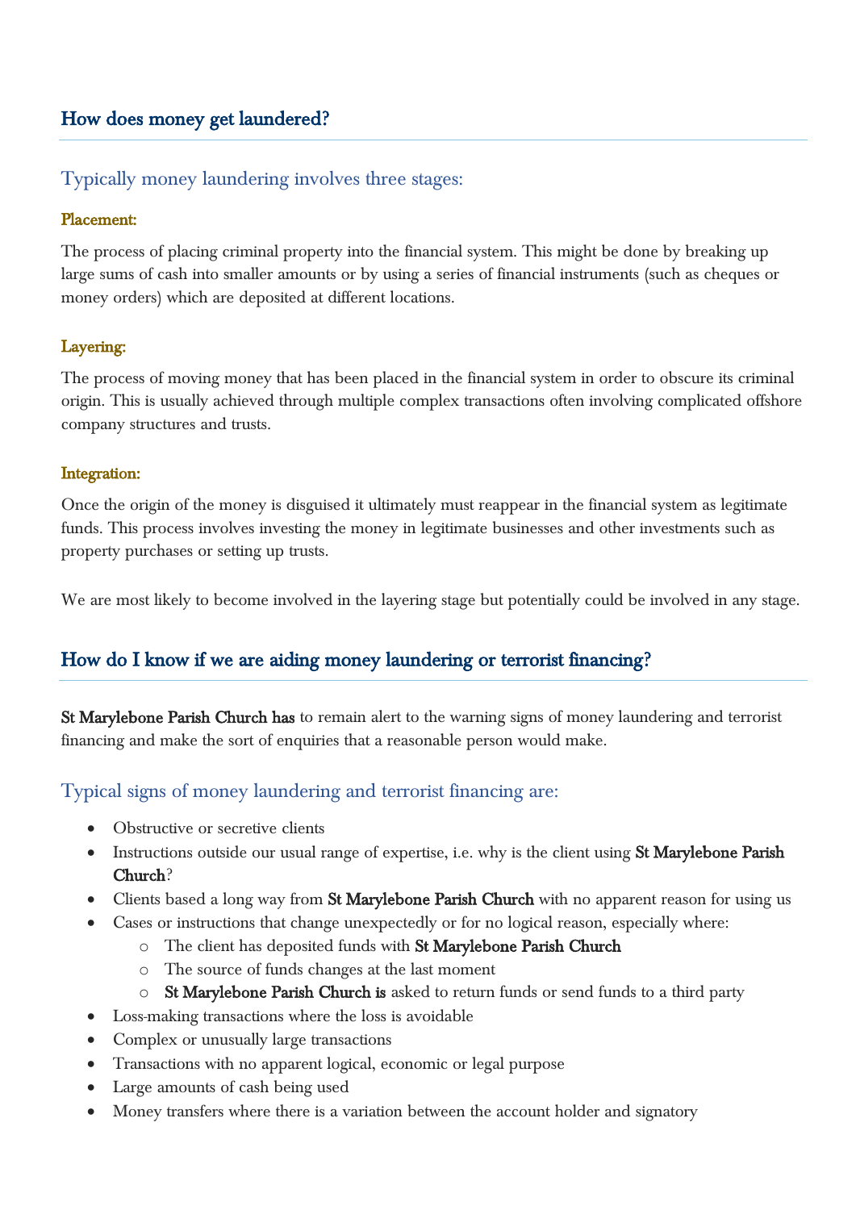## How does money get laundered?

### Typically money laundering involves three stages:

#### Placement:

The process of placing criminal property into the financial system. This might be done by breaking up large sums of cash into smaller amounts or by using a series of financial instruments (such as cheques or money orders) which are deposited at different locations.

#### Layering:

The process of moving money that has been placed in the financial system in order to obscure its criminal origin. This is usually achieved through multiple complex transactions often involving complicated offshore company structures and trusts.

#### Integration:

Once the origin of the money is disguised it ultimately must reappear in the financial system as legitimate funds. This process involves investing the money in legitimate businesses and other investments such as property purchases or setting up trusts.

We are most likely to become involved in the layering stage but potentially could be involved in any stage.

## How do I know if we are aiding money laundering or terrorist financing?

**St Marylebone Parish Church has** to remain alert to the warning signs of money laundering and terrorist financing and make the sort of enquiries that a reasonable person would make.

### Typical signs of money laundering and terrorist financing are:

- Obstructive or secretive clients
- Instructions outside our usual range of expertise, i.e. why is the client using **St Marylebone Parish Church**?
- Clients based a long way from **St Marylebone Parish Church** with no apparent reason for using us
- Cases or instructions that change unexpectedly or for no logical reason, especially where:
    - The client has deposited funds with **St Marylebone Parish Church**
    - The source of funds changes at the last moment
    - **St Marylebone Parish Church is** asked to return funds or send funds to a third party
- Loss-making transactions where the loss is avoidable
- Complex or unusually large transactions
- Transactions with no apparent logical, economic or legal purpose
- Large amounts of cash being used
- Money transfers where there is a variation between the account holder and signatory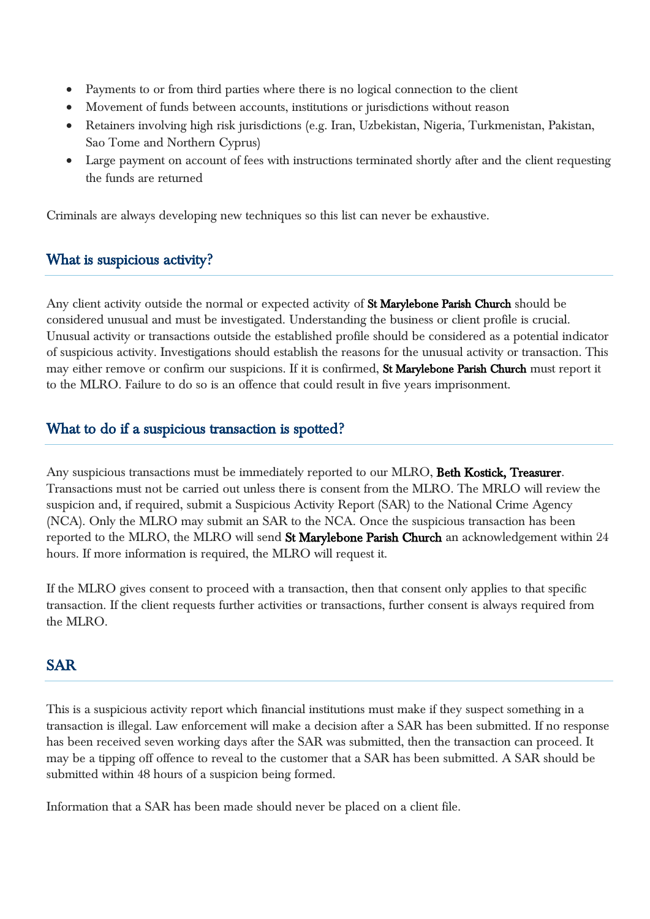- Payments to or from third parties where there is no logical connection to the client
- Movement of funds between accounts, institutions or jurisdictions without reason
- Retainers involving high risk jurisdictions (e.g. Iran, Uzbekistan, Nigeria, Turkmenistan, Pakistan, Sao Tome and Northern Cyprus)
- Large payment on account of fees with instructions terminated shortly after and the client requesting the funds are returned

Criminals are always developing new techniques so this list can never be exhaustive.

## What is suspicious activity?

Any client activity outside the normal or expected activity of **St Marylebone Parish Church** should be considered unusual and must be investigated. Understanding the business or client profile is crucial. Unusual activity or transactions outside the established profile should be considered as a potential indicator of suspicious activity. Investigations should establish the reasons for the unusual activity or transaction. This may either remove or confirm our suspicions. If it is confirmed, **St Marylebone Parish Church** must report it to the MLRO. Failure to do so is an offence that could result in five years imprisonment.

## What to do if a suspicious transaction is spotted?

Any suspicious transactions must be immediately reported to our MLRO, **Beth Kostick, Treasurer**. Transactions must not be carried out unless there is consent from the MLRO. The MRLO will review the suspicion and, if required, submit a Suspicious Activity Report (SAR) to the National Crime Agency (NCA). Only the MLRO may submit an SAR to the NCA. Once the suspicious transaction has been reported to the MLRO, the MLRO will send **St Marylebone Parish Church** an acknowledgement within 24 hours. If more information is required, the MLRO will request it.

If the MLRO gives consent to proceed with a transaction, then that consent only applies to that specific transaction. If the client requests further activities or transactions, further consent is always required from the MLRO.

## SAR

This is a suspicious activity report which financial institutions must make if they suspect something in a transaction is illegal. Law enforcement will make a decision after a SAR has been submitted. If no response has been received seven working days after the SAR was submitted, then the transaction can proceed. It may be a tipping off offence to reveal to the customer that a SAR has been submitted. A SAR should be submitted within 48 hours of a suspicion being formed.

Information that a SAR has been made should never be placed on a client file.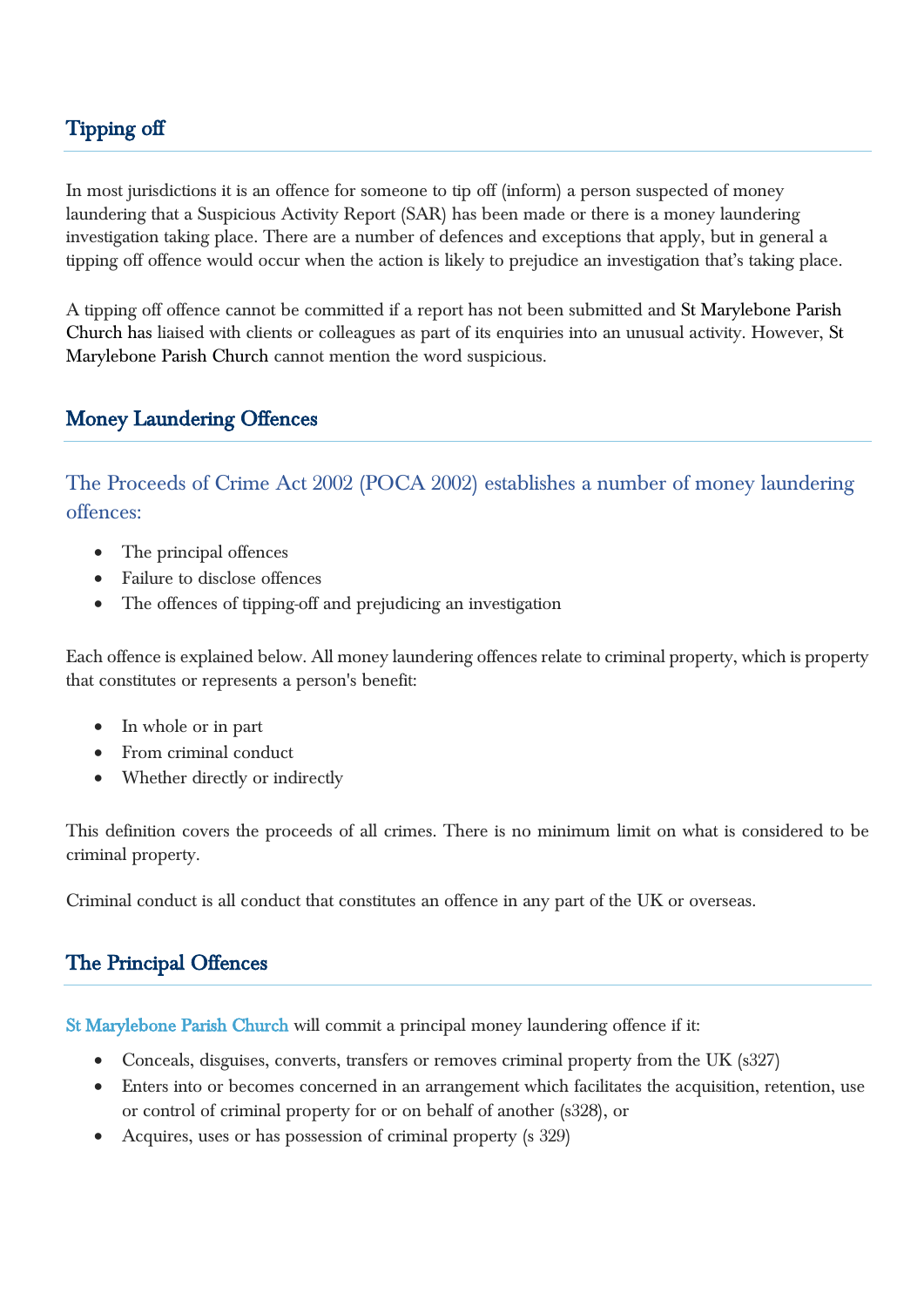## Tipping off

In most jurisdictions it is an offence for someone to tip off (inform) a person suspected of money laundering that a Suspicious Activity Report (SAR) has been made or there is a money laundering investigation taking place. There are a number of defences and exceptions that apply, but in general a tipping off offence would occur when the action is likely to prejudice an investigation that's taking place.

A tipping off offence cannot be committed if a report has not been submitted and St Marylebone Parish Church has liaised with clients or colleagues as part of its enquiries into an unusual activity. However, St Marylebone Parish Church cannot mention the word suspicious.

## Money Laundering Offences

### The Proceeds of Crime Act 2002 (POCA 2002) establishes a number of money laundering offences:

- The principal offences
- Failure to disclose offences
- The offences of tipping-off and prejudicing an investigation

Each offence is explained below. All money laundering offences relate to criminal property, which is property that constitutes or represents a person's benefit:

- In whole or in part
- From criminal conduct
- Whether directly or indirectly

This definition covers the proceeds of all crimes. There is no minimum limit on what is considered to be criminal property.

Criminal conduct is all conduct that constitutes an offence in any part of the UK or overseas.

## The Principal Offences

St Marylebone Parish Church will commit a principal money laundering offence if it:

- Conceals, disguises, converts, transfers or removes criminal property from the UK (s327)
- Enters into or becomes concerned in an arrangement which facilitates the acquisition, retention, use or control of criminal property for or on behalf of another (s328), or
- Acquires, uses or has possession of criminal property (s 329)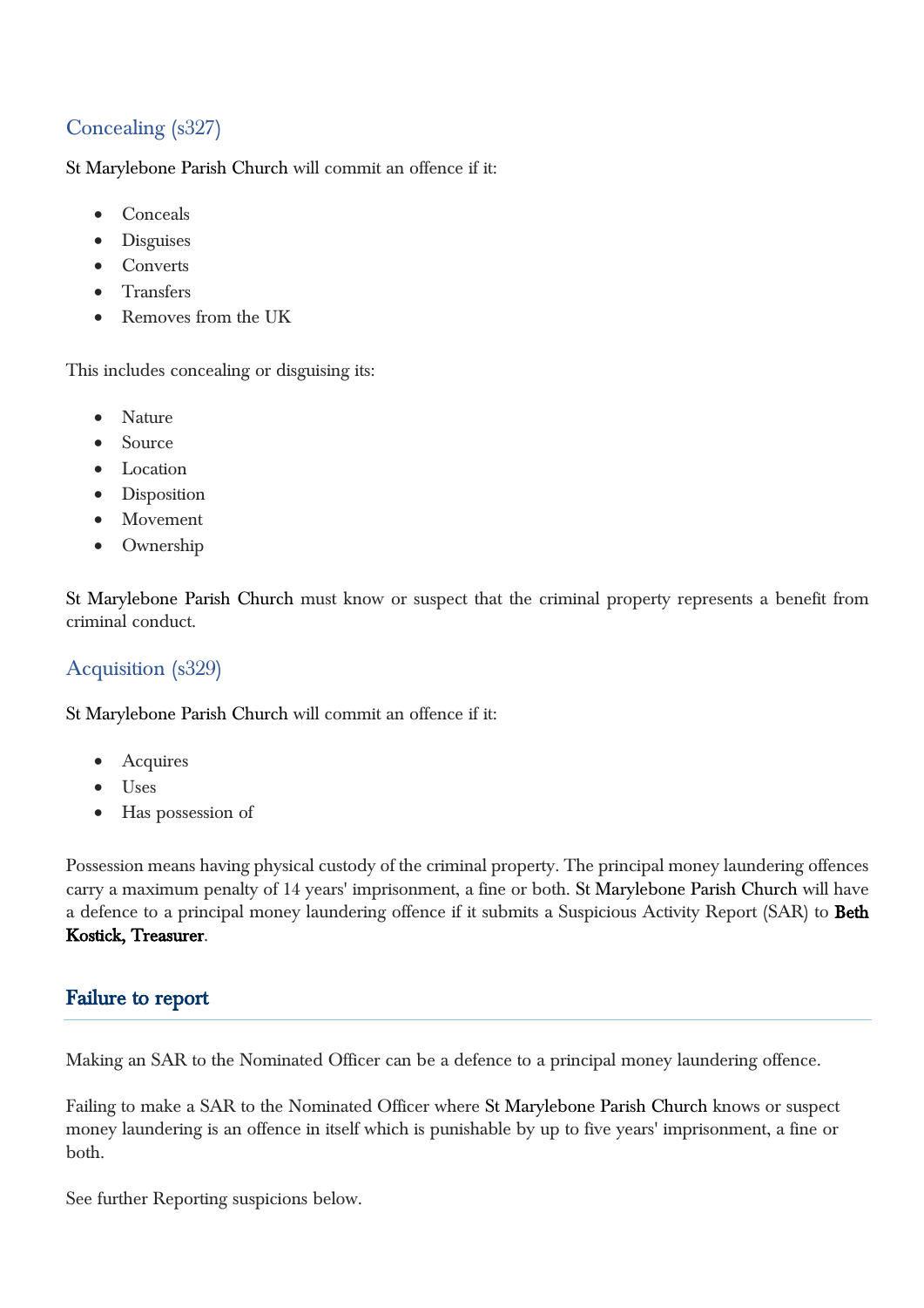### Concealing (s327)

St Marylebone Parish Church will commit an offence if it:

- Conceals
- Disguises
- Converts
- Transfers
- Removes from the UK

This includes concealing or disguising its:

- Nature
- Source
- Location
- Disposition
- Movement
- Ownership

St Marylebone Parish Church must know or suspect that the criminal property represents a benefit from criminal conduct.

### Acquisition (s329)

St Marylebone Parish Church will commit an offence if it:

- Acquires
- Uses
- Has possession of

Possession means having physical custody of the criminal property. The principal money laundering offences carry a maximum penalty of 14 years' imprisonment, a fine or both. St Marylebone Parish Church will have a defence to a principal money laundering offence if it submits a Suspicious Activity Report (SAR) to **Beth Kostick, Treasurer**.

## Failure to report

Making an SAR to the Nominated Officer can be a defence to a principal money laundering offence.

Failing to make a SAR to the Nominated Officer where St Marylebone Parish Church knows or suspect money laundering is an offence in itself which is punishable by up to five years' imprisonment, a fine or both.

See further Reporting suspicions below.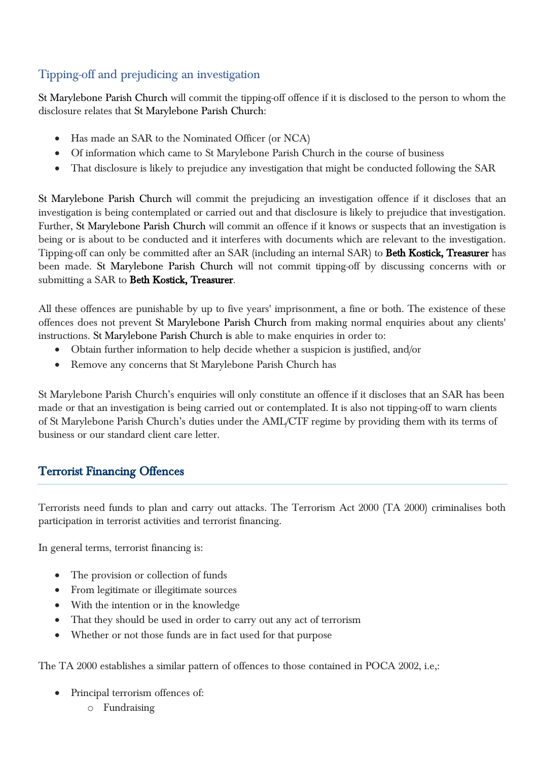## Tipping-off and prejudicing an investigation

St Marylebone Parish Church will commit the tipping-off offence if it is disclosed to the person to whom the disclosure relates that St Marylebone Parish Church:

- Has made an SAR to the Nominated Officer (or NCA)
- Of information which came to St Marylebone Parish Church in the course of business
- That disclosure is likely to prejudice any investigation that might be conducted following the SAR

St Marylebone Parish Church will commit the prejudicing an investigation offence if it discloses that an investigation is being contemplated or carried out and that disclosure is likely to prejudice that investigation. Further, St Marylebone Parish Church will commit an offence if it knows or suspects that an investigation is being or is about to be conducted and it interferes with documents which are relevant to the investigation. Tipping-off can only be committed after an SAR (including an internal SAR) to **Beth Kostick, Treasurer** has been made. St Marylebone Parish Church will not commit tipping-off by discussing concerns with or submitting a SAR to **Beth Kostick, Treasurer**.

All these offences are punishable by up to five years' imprisonment, a fine or both. The existence of these offences does not prevent St Marylebone Parish Church from making normal enquiries about any clients' instructions. St Marylebone Parish Church is able to make enquiries in order to:

- Obtain further information to help decide whether a suspicion is justified, and/or
- Remove any concerns that St Marylebone Parish Church has

St Marylebone Parish Church's enquiries will only constitute an offence if it discloses that an SAR has been made or that an investigation is being carried out or contemplated. It is also not tipping-off to warn clients of St Marylebone Parish Church's duties under the AML/CTF regime by providing them with its terms of business or our standard client care letter.

## Terrorist Financing Offences

Terrorists need funds to plan and carry out attacks. The Terrorism Act 2000 (TA 2000) criminalises both participation in terrorist activities and terrorist financing.

In general terms, terrorist financing is:

- The provision or collection of funds
- From legitimate or illegitimate sources
- With the intention or in the knowledge
- That they should be used in order to carry out any act of terrorism
- Whether or not those funds are in fact used for that purpose

The TA 2000 establishes a similar pattern of offences to those contained in POCA 2002, i.e,:

- Principal terrorism offences of:
  - Fundraising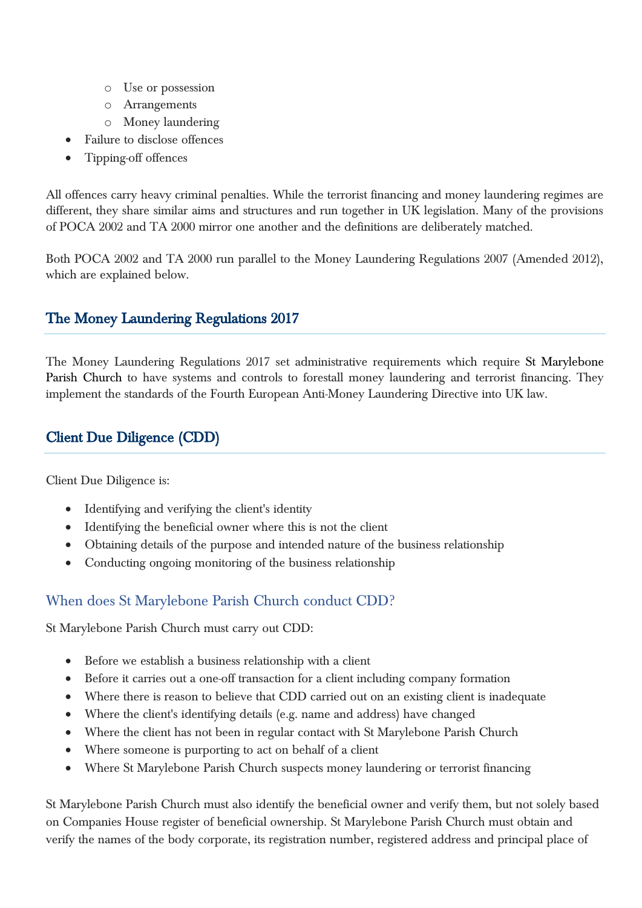- Use or possession
    - Arrangements
    - Money laundering
- Failure to disclose offences
- Tipping-off offences

All offences carry heavy criminal penalties. While the terrorist financing and money laundering regimes are different, they share similar aims and structures and run together in UK legislation. Many of the provisions of POCA 2002 and TA 2000 mirror one another and the definitions are deliberately matched.

Both POCA 2002 and TA 2000 run parallel to the Money Laundering Regulations 2007 (Amended 2012), which are explained below.

## The Money Laundering Regulations 2017

The Money Laundering Regulations 2017 set administrative requirements which require St Marylebone Parish Church to have systems and controls to forestall money laundering and terrorist financing. They implement the standards of the Fourth European Anti-Money Laundering Directive into UK law.

## Client Due Diligence (CDD)

Client Due Diligence is:

- Identifying and verifying the client's identity
- Identifying the beneficial owner where this is not the client
- Obtaining details of the purpose and intended nature of the business relationship
- Conducting ongoing monitoring of the business relationship

### When does St Marylebone Parish Church conduct CDD?

St Marylebone Parish Church must carry out CDD:

- Before we establish a business relationship with a client
- Before it carries out a one-off transaction for a client including company formation
- Where there is reason to believe that CDD carried out on an existing client is inadequate
- Where the client's identifying details (e.g. name and address) have changed
- Where the client has not been in regular contact with St Marylebone Parish Church
- Where someone is purporting to act on behalf of a client
- Where St Marylebone Parish Church suspects money laundering or terrorist financing

St Marylebone Parish Church must also identify the beneficial owner and verify them, but not solely based on Companies House register of beneficial ownership. St Marylebone Parish Church must obtain and verify the names of the body corporate, its registration number, registered address and principal place of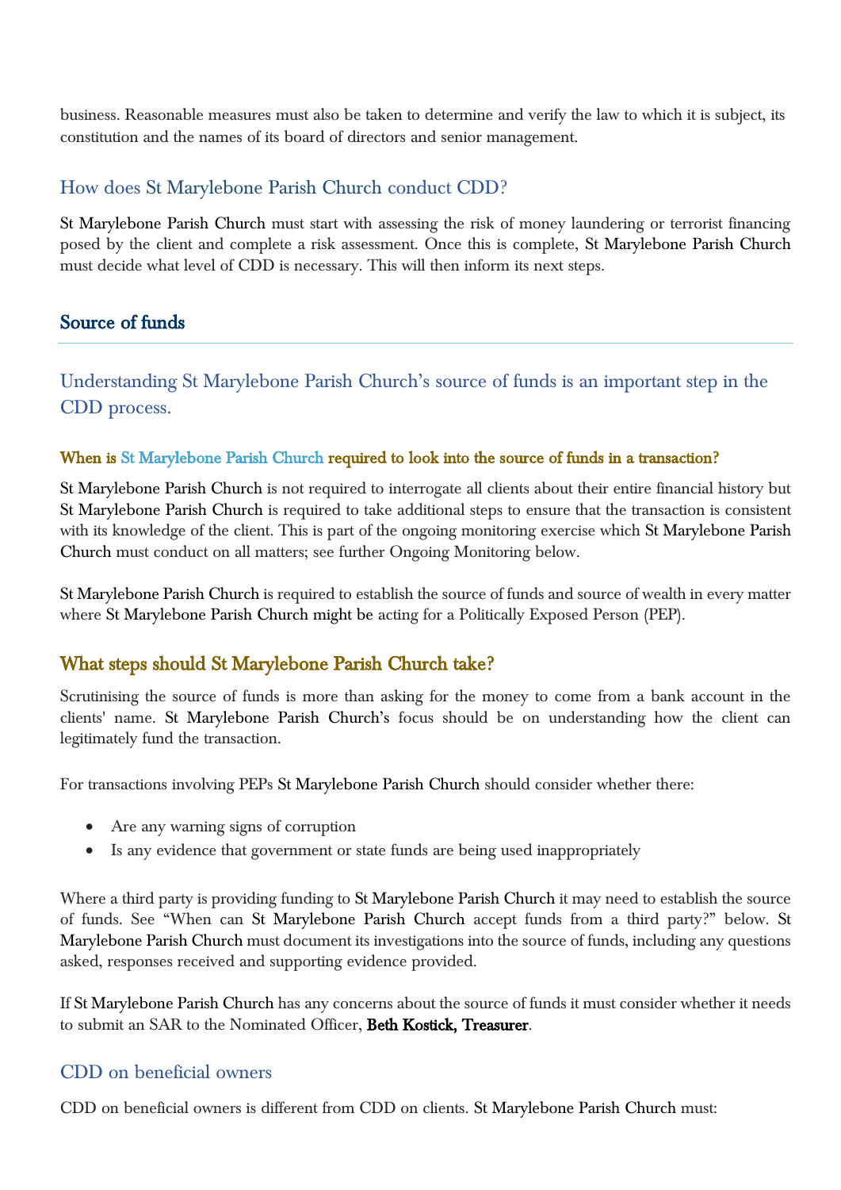business. Reasonable measures must also be taken to determine and verify the law to which it is subject, its constitution and the names of its board of directors and senior management.

### How does St Marylebone Parish Church conduct CDD?

St Marylebone Parish Church must start with assessing the risk of money laundering or terrorist financing posed by the client and complete a risk assessment. Once this is complete, St Marylebone Parish Church must decide what level of CDD is necessary. This will then inform its next steps.

## Source of funds

### Understanding St Marylebone Parish Church's source of funds is an important step in the CDD process.

#### When is St Marylebone Parish Church required to look into the source of funds in a transaction?

St Marylebone Parish Church is not required to interrogate all clients about their entire financial history but St Marylebone Parish Church is required to take additional steps to ensure that the transaction is consistent with its knowledge of the client. This is part of the ongoing monitoring exercise which St Marylebone Parish Church must conduct on all matters; see further Ongoing Monitoring below.

St Marylebone Parish Church is required to establish the source of funds and source of wealth in every matter where St Marylebone Parish Church might be acting for a Politically Exposed Person (PEP).

### What steps should St Marylebone Parish Church take?

Scrutinising the source of funds is more than asking for the money to come from a bank account in the clients' name. St Marylebone Parish Church's focus should be on understanding how the client can legitimately fund the transaction.

For transactions involving PEPs St Marylebone Parish Church should consider whether there:

- Are any warning signs of corruption
- Is any evidence that government or state funds are being used inappropriately

Where a third party is providing funding to St Marylebone Parish Church it may need to establish the source of funds. See "When can St Marylebone Parish Church accept funds from a third party?" below. St Marylebone Parish Church must document its investigations into the source of funds, including any questions asked, responses received and supporting evidence provided.

If St Marylebone Parish Church has any concerns about the source of funds it must consider whether it needs to submit an SAR to the Nominated Officer, **Beth Kostick, Treasurer**.

### CDD on beneficial owners

CDD on beneficial owners is different from CDD on clients. St Marylebone Parish Church must: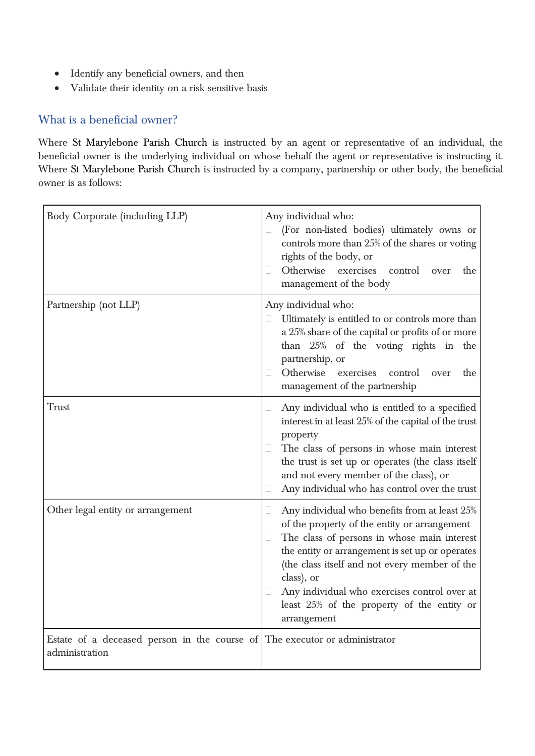- Identify any beneficial owners, and then
- Validate their identity on a risk sensitive basis

## What is a beneficial owner?

Where St Marylebone Parish Church is instructed by an agent or representative of an individual, the beneficial owner is the underlying individual on whose behalf the agent or representative is instructing it. Where St Marylebone Parish Church is instructed by a company, partnership or other body, the beneficial owner is as follows:

| | |
|---|---|
| Body Corporate (including LLP) | Any individual who:<br>- (For non-listed bodies) ultimately owns or controls more than 25% of the shares or voting rights of the body, or<br>- Otherwise exercises control over the management of the body |
| Partnership (not LLP) | Any individual who:<br>- Ultimately is entitled to or controls more than a 25% share of the capital or profits of or more than 25% of the voting rights in the partnership, or<br>- Otherwise exercises control over the management of the partnership |
| Trust | - Any individual who is entitled to a specified interest in at least 25% of the capital of the trust property<br>- The class of persons in whose main interest the trust is set up or operates (the class itself and not every member of the class), or<br>- Any individual who has control over the trust |
| Other legal entity or arrangement | - Any individual who benefits from at least 25% of the property of the entity or arrangement<br>- The class of persons in whose main interest the entity or arrangement is set up or operates (the class itself and not every member of the class), or<br>- Any individual who exercises control over at least 25% of the property of the entity or arrangement |
| Estate of a deceased person in the course of administration | The executor or administrator |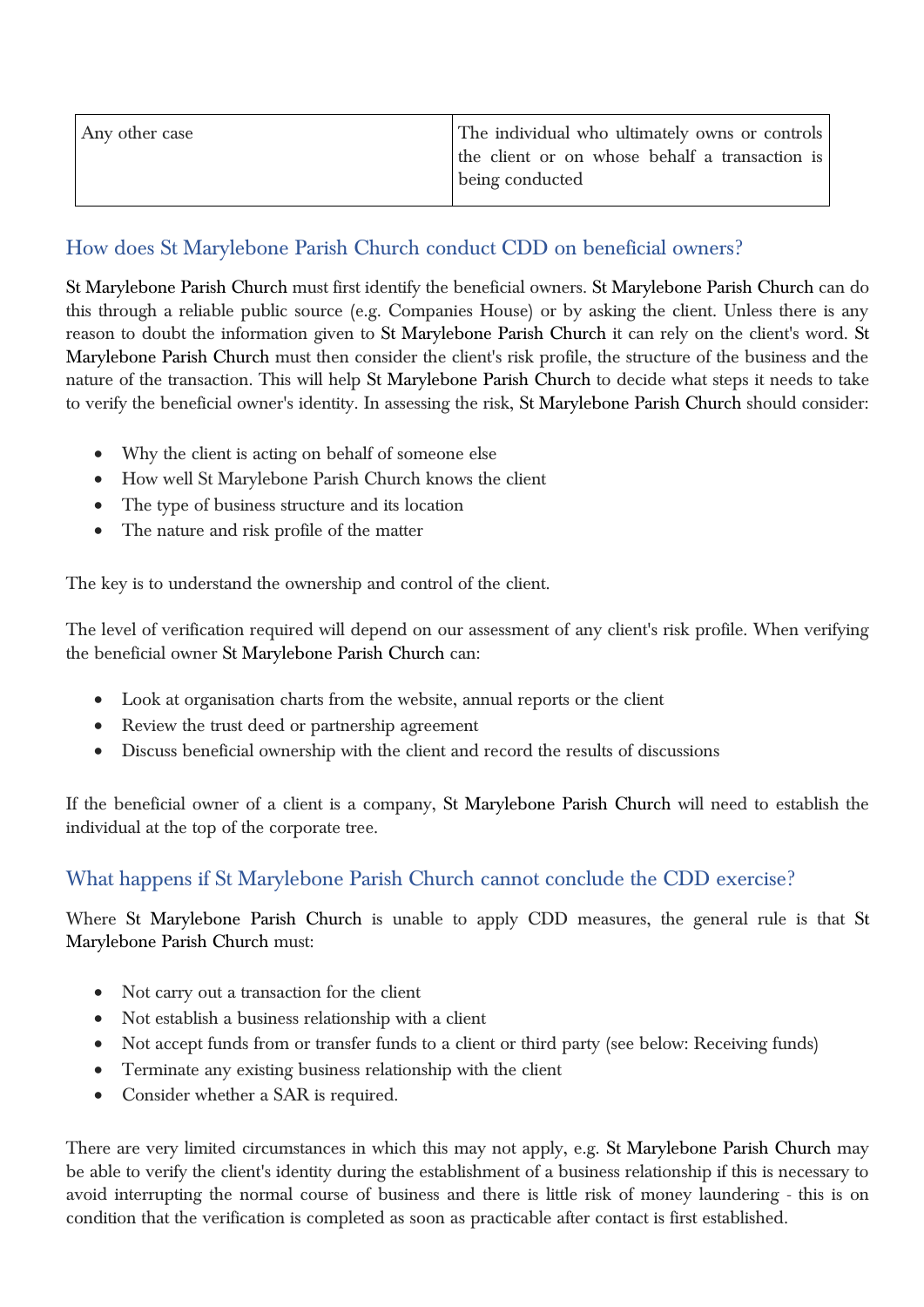| | |
|---|---|
| Any other case | The individual who ultimately owns or controls the client or on whose behalf a transaction is being conducted |

## How does St Marylebone Parish Church conduct CDD on beneficial owners?

St Marylebone Parish Church must first identify the beneficial owners. St Marylebone Parish Church can do this through a reliable public source (e.g. Companies House) or by asking the client. Unless there is any reason to doubt the information given to St Marylebone Parish Church it can rely on the client's word. St Marylebone Parish Church must then consider the client's risk profile, the structure of the business and the nature of the transaction. This will help St Marylebone Parish Church to decide what steps it needs to take to verify the beneficial owner's identity. In assessing the risk, St Marylebone Parish Church should consider:

- Why the client is acting on behalf of someone else
- How well St Marylebone Parish Church knows the client
- The type of business structure and its location
- The nature and risk profile of the matter

The key is to understand the ownership and control of the client.

The level of verification required will depend on our assessment of any client's risk profile. When verifying the beneficial owner St Marylebone Parish Church can:

- Look at organisation charts from the website, annual reports or the client
- Review the trust deed or partnership agreement
- Discuss beneficial ownership with the client and record the results of discussions

If the beneficial owner of a client is a company, St Marylebone Parish Church will need to establish the individual at the top of the corporate tree.

## What happens if St Marylebone Parish Church cannot conclude the CDD exercise?

Where St Marylebone Parish Church is unable to apply CDD measures, the general rule is that St Marylebone Parish Church must:

- Not carry out a transaction for the client
- Not establish a business relationship with a client
- Not accept funds from or transfer funds to a client or third party (see below: Receiving funds)
- Terminate any existing business relationship with the client
- Consider whether a SAR is required.

There are very limited circumstances in which this may not apply, e.g. St Marylebone Parish Church may be able to verify the client's identity during the establishment of a business relationship if this is necessary to avoid interrupting the normal course of business and there is little risk of money laundering - this is on condition that the verification is completed as soon as practicable after contact is first established.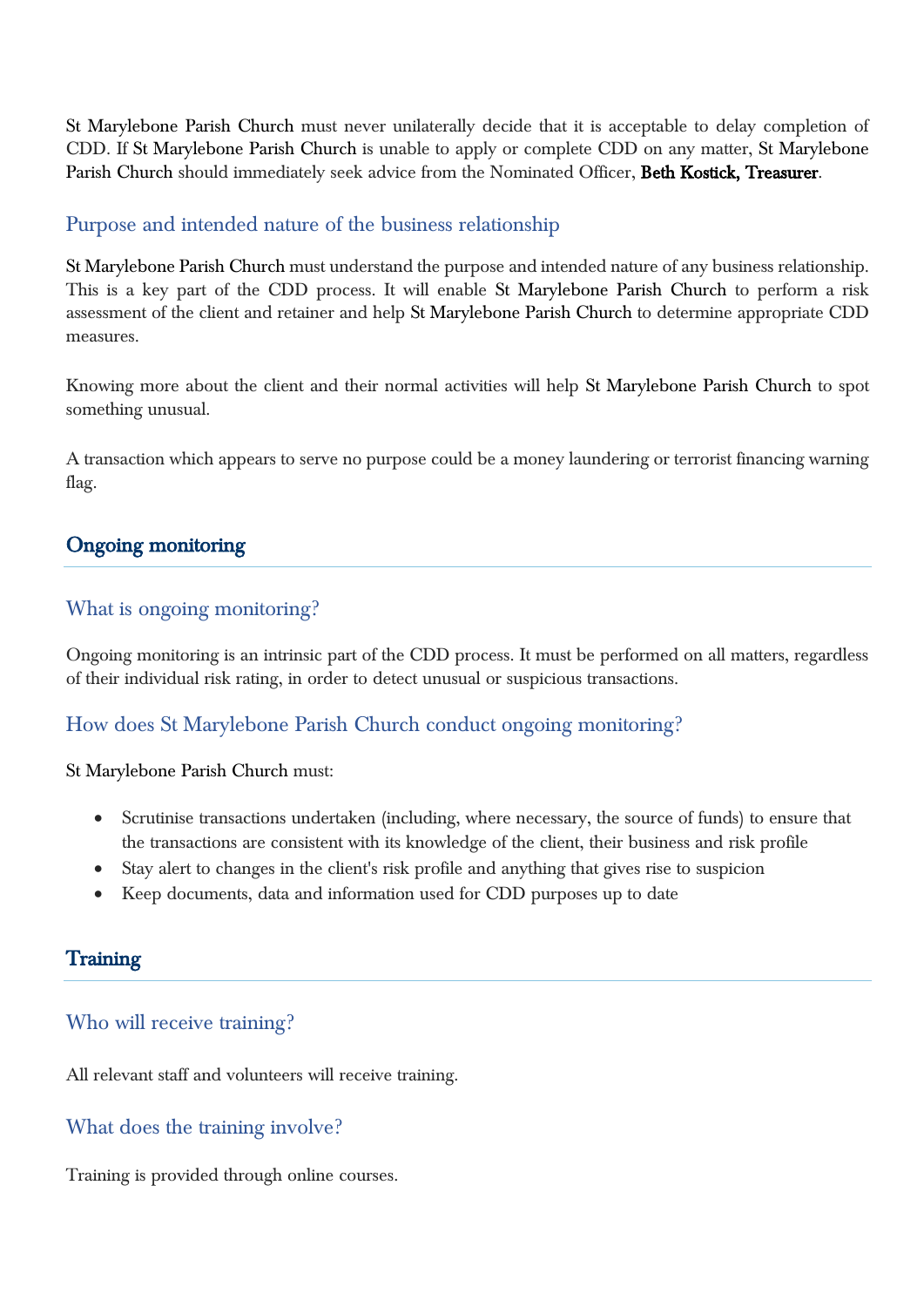St Marylebone Parish Church must never unilaterally decide that it is acceptable to delay completion of CDD. If St Marylebone Parish Church is unable to apply or complete CDD on any matter, St Marylebone Parish Church should immediately seek advice from the Nominated Officer, **Beth Kostick, Treasurer**.

### Purpose and intended nature of the business relationship

St Marylebone Parish Church must understand the purpose and intended nature of any business relationship. This is a key part of the CDD process. It will enable St Marylebone Parish Church to perform a risk assessment of the client and retainer and help St Marylebone Parish Church to determine appropriate CDD measures.

Knowing more about the client and their normal activities will help St Marylebone Parish Church to spot something unusual.

A transaction which appears to serve no purpose could be a money laundering or terrorist financing warning flag.

## Ongoing monitoring

### What is ongoing monitoring?

Ongoing monitoring is an intrinsic part of the CDD process. It must be performed on all matters, regardless of their individual risk rating, in order to detect unusual or suspicious transactions.

### How does St Marylebone Parish Church conduct ongoing monitoring?

St Marylebone Parish Church must:

- Scrutinise transactions undertaken (including, where necessary, the source of funds) to ensure that the transactions are consistent with its knowledge of the client, their business and risk profile
- Stay alert to changes in the client's risk profile and anything that gives rise to suspicion
- Keep documents, data and information used for CDD purposes up to date

## Training

### Who will receive training?

All relevant staff and volunteers will receive training.

### What does the training involve?

Training is provided through online courses.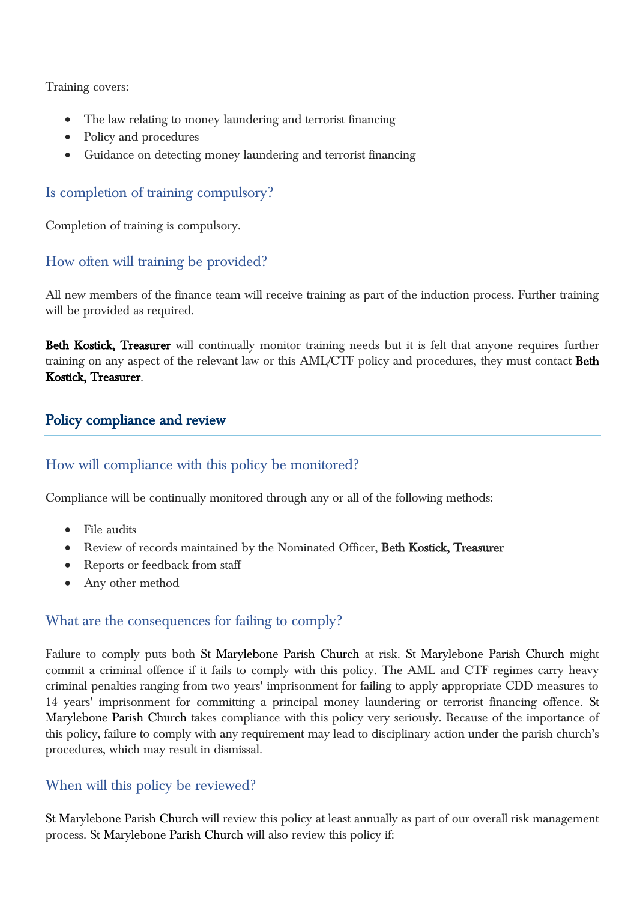Training covers:

- The law relating to money laundering and terrorist financing
- Policy and procedures
- Guidance on detecting money laundering and terrorist financing

### Is completion of training compulsory?

Completion of training is compulsory.

### How often will training be provided?

All new members of the finance team will receive training as part of the induction process. Further training will be provided as required.

Beth Kostick, Treasurer will continually monitor training needs but it is felt that anyone requires further training on any aspect of the relevant law or this AML/CTF policy and procedures, they must contact Beth Kostick, Treasurer.

## Policy compliance and review

### How will compliance with this policy be monitored?

Compliance will be continually monitored through any or all of the following methods:

- File audits
- Review of records maintained by the Nominated Officer, Beth Kostick, Treasurer
- Reports or feedback from staff
- Any other method

### What are the consequences for failing to comply?

Failure to comply puts both St Marylebone Parish Church at risk. St Marylebone Parish Church might commit a criminal offence if it fails to comply with this policy. The AML and CTF regimes carry heavy criminal penalties ranging from two years' imprisonment for failing to apply appropriate CDD measures to 14 years' imprisonment for committing a principal money laundering or terrorist financing offence. St Marylebone Parish Church takes compliance with this policy very seriously. Because of the importance of this policy, failure to comply with any requirement may lead to disciplinary action under the parish church's procedures, which may result in dismissal.

### When will this policy be reviewed?

St Marylebone Parish Church will review this policy at least annually as part of our overall risk management process. St Marylebone Parish Church will also review this policy if: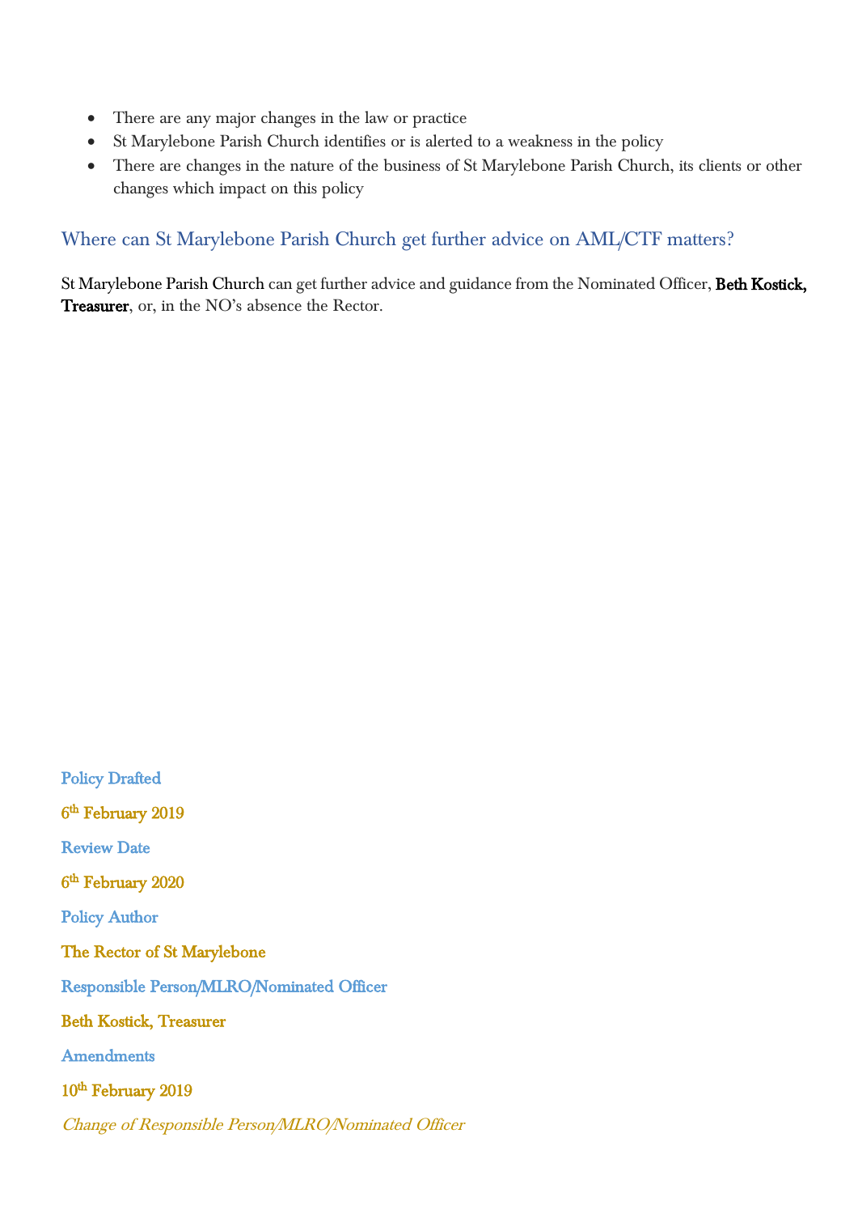- There are any major changes in the law or practice
- St Marylebone Parish Church identifies or is alerted to a weakness in the policy
- There are changes in the nature of the business of St Marylebone Parish Church, its clients or other changes which impact on this policy

## Where can St Marylebone Parish Church get further advice on AML/CTF matters?

St Marylebone Parish Church can get further advice and guidance from the Nominated Officer, **Beth Kostick, Treasurer**, or, in the NO's absence the Rector.

**Policy Drafted**

**6th February 2019**

**Review Date**

**6th February 2020**

**Policy Author**

**The Rector of St Marylebone**

**Responsible Person/MLRO/Nominated Officer**

**Beth Kostick, Treasurer**

**Amendments**

**10th February 2019**

*Change of Responsible Person/MLRO/Nominated Officer*